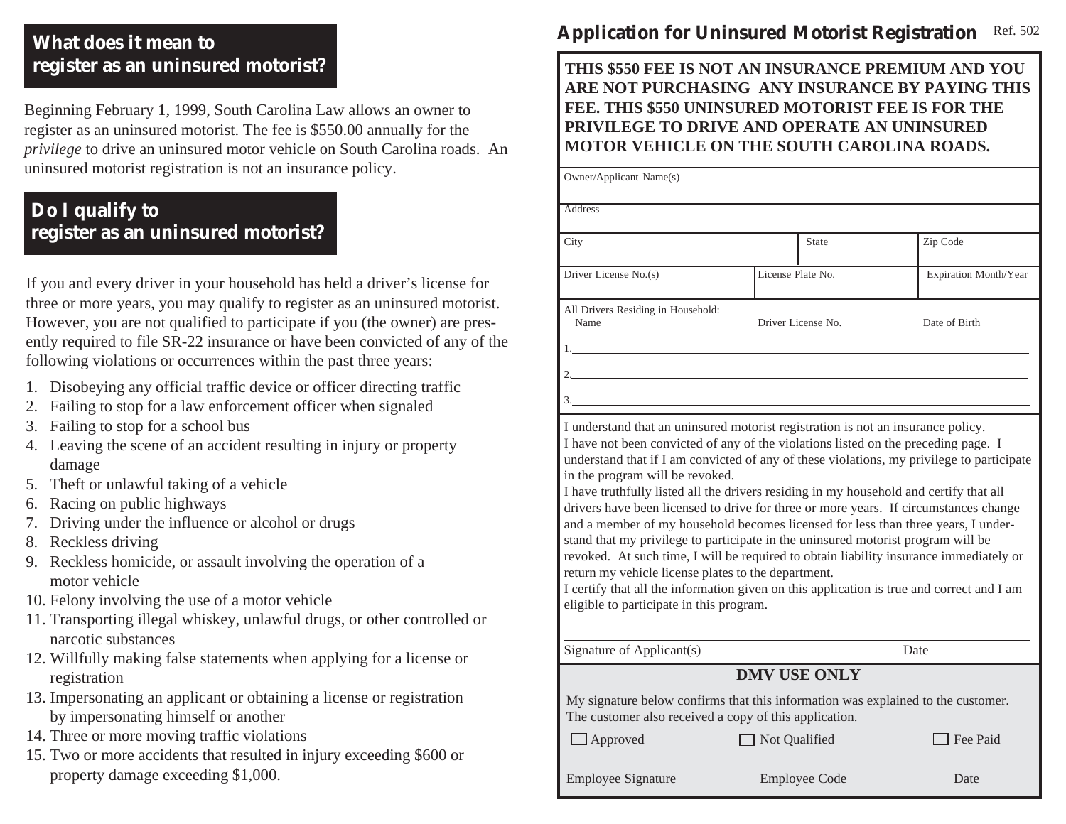## What does it mean to register as an uninsured motorist?

Beginning February 1, 1999, South Carolina Law allows an owner to register as an uninsured motorist. The fee is $550.00 annually for the *privilege* to drive an uninsured motor vehicle on South Carolina roads. An uninsured motorist registration is not an insurance policy.

## Do I qualify to register as an uninsured motorist?

If you and every driver in your household has held a driver's license for three or more years, you may qualify to register as an uninsured motorist. However, you are not qualified to participate if you (the owner) are presently required to file SR-22 insurance or have been convicted of any of the following violations or occurrences within the past three years:

1. Disobeying any official traffic device or officer directing traffic
2. Failing to stop for a law enforcement officer when signaled
3. Failing to stop for a school bus
4. Leaving the scene of an accident resulting in injury or property damage
5. Theft or unlawful taking of a vehicle
6. Racing on public highways
7. Driving under the influence or alcohol or drugs
8. Reckless driving
9. Reckless homicide, or assault involving the operation of a motor vehicle
10. Felony involving the use of a motor vehicle
11. Transporting illegal whiskey, unlawful drugs, or other controlled or narcotic substances
12. Willfully making false statements when applying for a license or registration
13. Impersonating an applicant or obtaining a license or registration by impersonating himself or another
14. Three or more moving traffic violations
15. Two or more accidents that resulted in injury exceeding $600 or property damage exceeding $1,000.

## Application for Uninsured Motorist Registration

Ref. 502

**THIS $550 FEE IS NOT AN INSURANCE PREMIUM AND YOU ARE NOT PURCHASING ANY INSURANCE BY PAYING THIS FEE. THIS $550 UNINSURED MOTORIST FEE IS FOR THE PRIVILEGE TO DRIVE AND OPERATE AN UNINSURED MOTOR VEHICLE ON THE SOUTH CAROLINA ROADS.**

Owner/Applicant Name(s)

Address

| City | State | Zip Code |
|---|---|---|
| | | |

| Driver License No.(s) | License Plate No. | Expiration Month/Year |
|---|---|---|
| | | |

All Drivers Residing in Household:

| Name | Driver License No. | Date of Birth |
|---|---|---|
| 1. | | |
| 2. | | |
| 3. | | |

I understand that an uninsured motorist registration is not an insurance policy.
I have not been convicted of any of the violations listed on the preceding page. I understand that if I am convicted of any of these violations, my privilege to participate in the program will be revoked.
I have truthfully listed all the drivers residing in my household and certify that all drivers have been licensed to drive for three or more years. If circumstances change and a member of my household becomes licensed for less than three years, I understand that my privilege to participate in the uninsured motorist program will be revoked. At such time, I will be required to obtain liability insurance immediately or return my vehicle license plates to the department.
I certify that all the information given on this application is true and correct and I am eligible to participate in this program.

Signature of Applicant(s) Date

**DMV USE ONLY**

My signature below confirms that this information was explained to the customer. The customer also received a copy of this application.

☐ Approved ☐ Not Qualified ☐ Fee Paid

Employee Signature Employee Code Date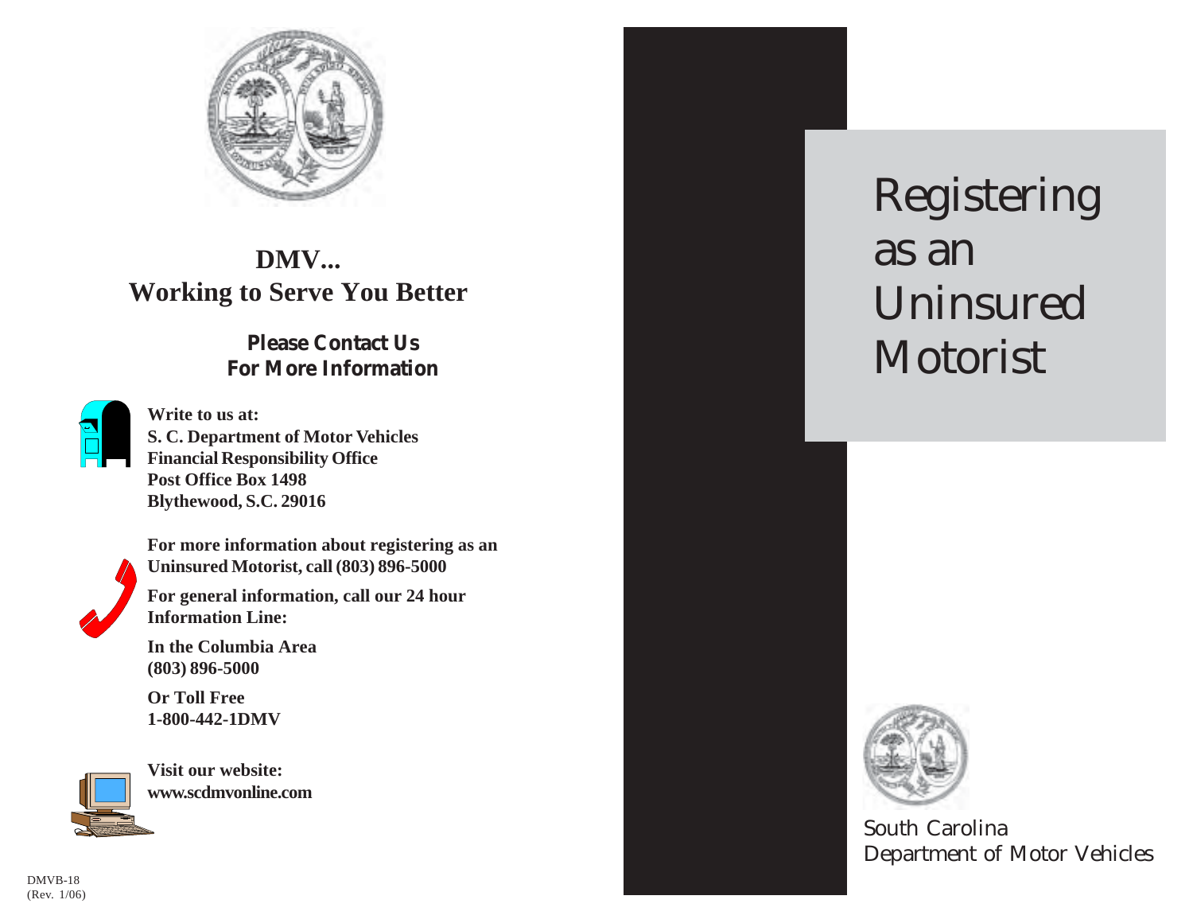## DMV...
## Working to Serve You Better

**Please Contact Us**
**For More Information**

**Write to us at:**
**S. C. Department of Motor Vehicles**
**Financial Responsibility Office**
**Post Office Box 1498**
**Blythewood, S.C. 29016**

**For more information about registering as an Uninsured Motorist, call (803) 896-5000**

**For general information, call our 24 hour Information Line:**

**In the Columbia Area**
**(803) 896-5000**

**Or Toll Free**
**1-800-442-1DMV**

**Visit our website:**
**www.scdmvonline.com**

DMVB-18
(Rev. 1/06)

# Registering as an Uninsured Motorist

South Carolina
Department of Motor Vehicles